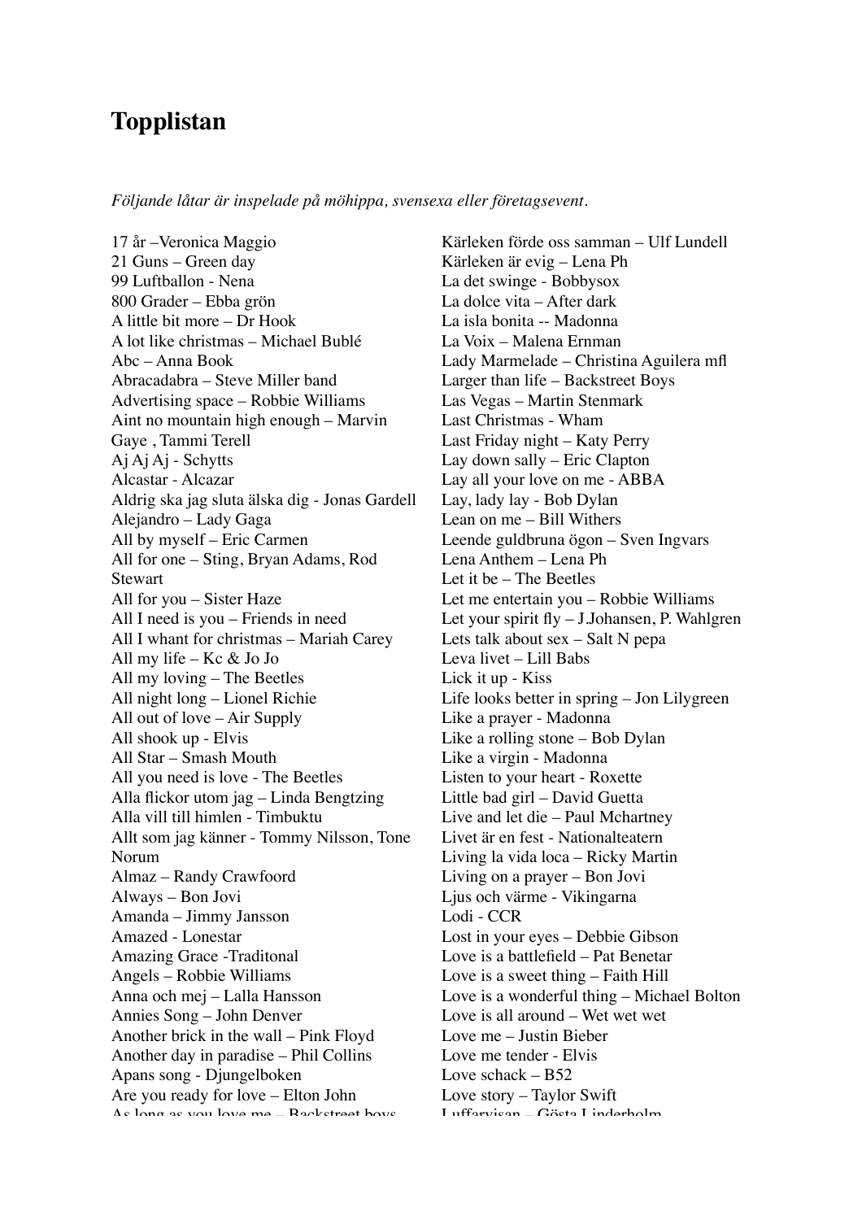# Topplistan

*Följande låtar är inspelade på möhippa, svensexa eller företagsevent.*

17 år –Veronica Maggio
21 Guns – Green day
99 Luftballon - Nena
800 Grader – Ebba grön
A little bit more – Dr Hook
A lot like christmas – Michael Bublé
Abc – Anna Book
Abracadabra – Steve Miller band
Advertising space – Robbie Williams
Aint no mountain high enough – Marvin Gaye , Tammi Terell
Aj Aj Aj - Schytts
Alcastar - Alcazar
Aldrig ska jag sluta älska dig - Jonas Gardell
Alejandro – Lady Gaga
All by myself – Eric Carmen
All for one – Sting, Bryan Adams, Rod Stewart
All for you – Sister Haze
All I need is you – Friends in need
All I whant for christmas – Mariah Carey
All my life – Kc & Jo Jo
All my loving – The Beetles
All night long – Lionel Richie
All out of love – Air Supply
All shook up - Elvis
All Star – Smash Mouth
All you need is love - The Beetles
Alla flickor utom jag – Linda Bengtzing
Alla vill till himlen - Timbuktu
Allt som jag känner - Tommy Nilsson, Tone Norum
Almaz – Randy Crawfoord
Always – Bon Jovi
Amanda – Jimmy Jansson
Amazed - Lonestar
Amazing Grace -Traditonal
Angels – Robbie Williams
Anna och mej – Lalla Hansson
Annies Song – John Denver
Another brick in the wall – Pink Floyd
Another day in paradise – Phil Collins
Apans song - Djungelboken
Are you ready for love – Elton John
As long as you love me – Backstreet boys
Kärleken förde oss samman – Ulf Lundell
Kärleken är evig – Lena Ph
La det swinge - Bobbysox
La dolce vita – After dark
La isla bonita -- Madonna
La Voix – Malena Ernman
Lady Marmelade – Christina Aguilera mfl
Larger than life – Backstreet Boys
Las Vegas – Martin Stenmark
Last Christmas - Wham
Last Friday night – Katy Perry
Lay down sally – Eric Clapton
Lay all your love on me - ABBA
Lay, lady lay - Bob Dylan
Lean on me – Bill Withers
Leende guldbruna ögon – Sven Ingvars
Lena Anthem – Lena Ph
Let it be – The Beetles
Let me entertain you – Robbie Williams
Let your spirit fly – J.Johansen, P. Wahlgren
Lets talk about sex – Salt N pepa
Leva livet – Lill Babs
Lick it up - Kiss
Life looks better in spring – Jon Lilygreen
Like a prayer - Madonna
Like a rolling stone – Bob Dylan
Like a virgin - Madonna
Listen to your heart - Roxette
Little bad girl – David Guetta
Live and let die – Paul Mchartney
Livet är en fest - Nationalteatern
Living la vida loca – Ricky Martin
Living on a prayer – Bon Jovi
Ljus och värme - Vikingarna
Lodi - CCR
Lost in your eyes – Debbie Gibson
Love is a battlefield – Pat Benetar
Love is a sweet thing – Faith Hill
Love is a wonderful thing – Michael Bolton
Love is all around – Wet wet wet
Love me – Justin Bieber
Love me tender - Elvis
Love schack – B52
Love story – Taylor Swift
Luffarvisan – Gösta Linderholm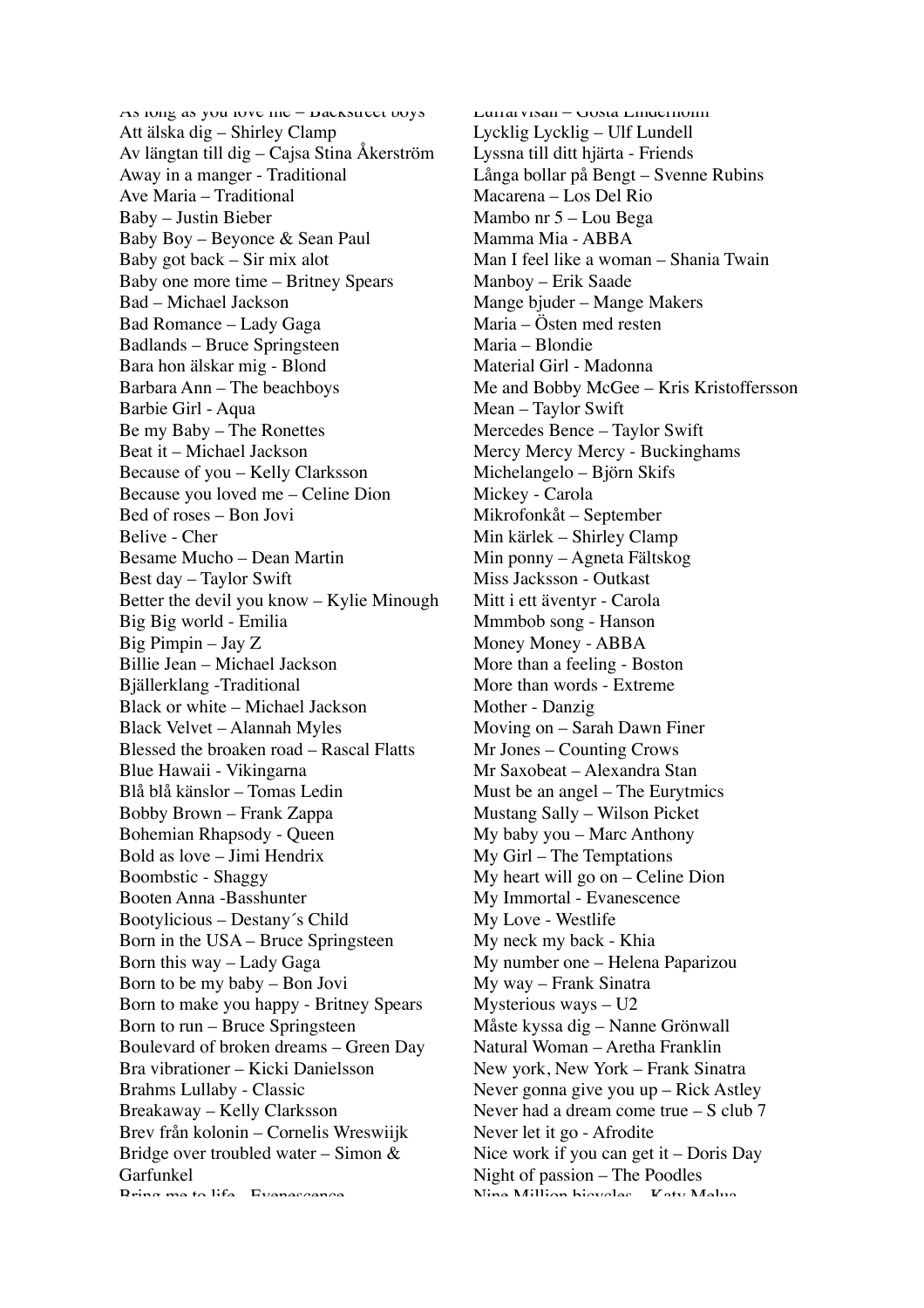As long as you love me – Backstreet boys
Att älska dig – Shirley Clamp
Av längtan till dig – Cajsa Stina Åkerström
Away in a manger - Traditional
Ave Maria – Traditional
Baby – Justin Bieber
Baby Boy – Beyonce & Sean Paul
Baby got back – Sir mix alot
Baby one more time – Britney Spears
Bad – Michael Jackson
Bad Romance – Lady Gaga
Badlands – Bruce Springsteen
Bara hon älskar mig - Blond
Barbara Ann – The beachboys
Barbie Girl - Aqua
Be my Baby – The Ronettes
Beat it – Michael Jackson
Because of you – Kelly Clarksson
Because you loved me – Celine Dion
Bed of roses – Bon Jovi
Belive - Cher
Besame Mucho – Dean Martin
Best day – Taylor Swift
Better the devil you know – Kylie Minough
Big Big world - Emilia
Big Pimpin – Jay Z
Billie Jean – Michael Jackson
Bjällerklang -Traditional
Black or white – Michael Jackson
Black Velvet – Alannah Myles
Blessed the broaken road – Rascal Flatts
Blue Hawaii - Vikingarna
Blå blå känslor – Tomas Ledin
Bobby Brown – Frank Zappa
Bohemian Rhapsody - Queen
Bold as love – Jimi Hendrix
Boombstic - Shaggy
Booten Anna -Basshunter
Bootylicious – Destany´s Child
Born in the USA – Bruce Springsteen
Born this way – Lady Gaga
Born to be my baby – Bon Jovi
Born to make you happy - Britney Spears
Born to run – Bruce Springsteen
Boulevard of broken dreams – Green Day
Bra vibrationer – Kicki Danielsson
Brahms Lullaby - Classic
Breakaway – Kelly Clarksson
Brev från kolonin – Cornelis Wreswiijk
Bridge over troubled water – Simon & Garfunkel
Bring me to life - Evanescence

Luffarvisan – Gösta Lindernolm
Lycklig Lycklig – Ulf Lundell
Lyssna till ditt hjärta - Friends
Långa bollar på Bengt – Svenne Rubins
Macarena – Los Del Rio
Mambo nr 5 – Lou Bega
Mamma Mia - ABBA
Man I feel like a woman – Shania Twain
Manboy – Erik Saade
Mange bjuder – Mange Makers
Maria – Östen med resten
Maria – Blondie
Material Girl - Madonna
Me and Bobby McGee – Kris Kristoffersson
Mean – Taylor Swift
Mercedes Bence – Taylor Swift
Mercy Mercy Mercy - Buckinghams
Michelangelo – Björn Skifs
Mickey - Carola
Mikrofonkåt – September
Min kärlek – Shirley Clamp
Min ponny – Agneta Fältskog
Miss Jacksson - Outkast
Mitt i ett äventyr - Carola
Mmmbob song - Hanson
Money Money - ABBA
More than a feeling - Boston
More than words - Extreme
Mother - Danzig
Moving on – Sarah Dawn Finer
Mr Jones – Counting Crows
Mr Saxobeat – Alexandra Stan
Must be an angel – The Eurytmics
Mustang Sally – Wilson Picket
My baby you – Marc Anthony
My Girl – The Temptations
My heart will go on – Celine Dion
My Immortal - Evanescence
My Love - Westlife
My neck my back - Khia
My number one – Helena Paparizou
My way – Frank Sinatra
Mysterious ways – U2
Måste kyssa dig – Nanne Grönwall
Natural Woman – Aretha Franklin
New york, New York – Frank Sinatra
Never gonna give you up – Rick Astley
Never had a dream come true – S club 7
Never let it go - Afrodite
Nice work if you can get it – Doris Day
Night of passion – The Poodles
Nine Million bicycles – Katy Melua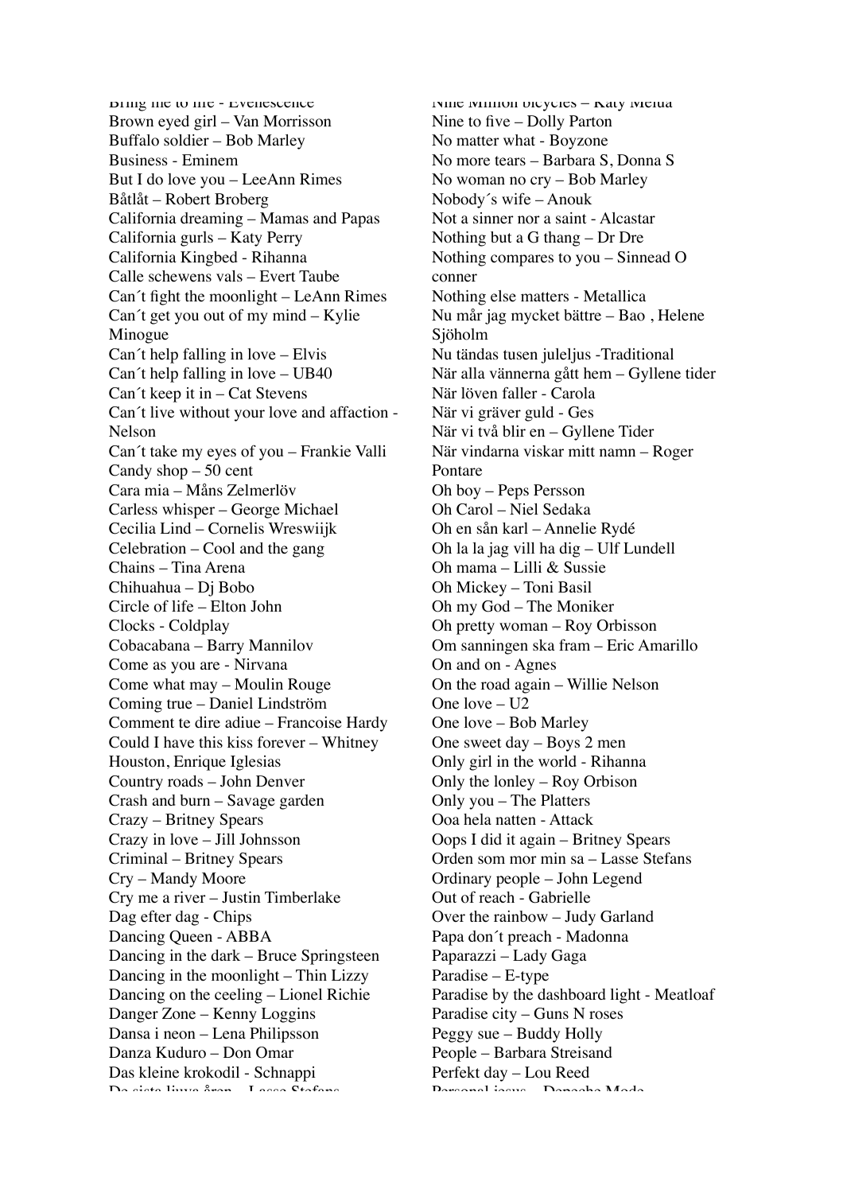Bring me to life - Evanescence
Brown eyed girl – Van Morrisson
Buffalo soldier – Bob Marley
Business - Eminem
But I do love you – LeeAnn Rimes
Båtlåt – Robert Broberg
California dreaming – Mamas and Papas
California gurls – Katy Perry
California Kingbed - Rihanna
Calle schewens vals – Evert Taube
Can´t fight the moonlight – LeAnn Rimes
Can´t get you out of my mind – Kylie Minogue
Can´t help falling in love – Elvis
Can´t help falling in love – UB40
Can´t keep it in – Cat Stevens
Can´t live without your love and affaction - Nelson
Can´t take my eyes of you – Frankie Valli
Candy shop – 50 cent
Cara mia – Måns Zelmerlöv
Carless whisper – George Michael
Cecilia Lind – Cornelis Wreswiijk
Celebration – Cool and the gang
Chains – Tina Arena
Chihuahua – Dj Bobo
Circle of life – Elton John
Clocks - Coldplay
Cobacabana – Barry Mannilov
Come as you are - Nirvana
Come what may – Moulin Rouge
Coming true – Daniel Lindström
Comment te dire adiue – Francoise Hardy
Could I have this kiss forever – Whitney Houston, Enrique Iglesias
Country roads – John Denver
Crash and burn – Savage garden
Crazy – Britney Spears
Crazy in love – Jill Johnsson
Criminal – Britney Spears
Cry – Mandy Moore
Cry me a river – Justin Timberlake
Dag efter dag - Chips
Dancing Queen - ABBA
Dancing in the dark – Bruce Springsteen
Dancing in the moonlight – Thin Lizzy
Dancing on the ceeling – Lionel Richie
Danger Zone – Kenny Loggins
Dansa i neon – Lena Philipsson
Danza Kuduro – Don Omar
Das kleine krokodil - Schnappi
De sista ljuva åren – Lasse Stefans

Nine Million bicycles – Katy Melua
Nine to five – Dolly Parton
No matter what - Boyzone
No more tears – Barbara S, Donna S
No woman no cry – Bob Marley
Nobody´s wife – Anouk
Not a sinner nor a saint - Alcastar
Nothing but a G thang – Dr Dre
Nothing compares to you – Sinnead O conner
Nothing else matters - Metallica
Nu mår jag mycket bättre – Bao , Helene Sjöholm
Nu tändas tusen juleljus -Traditional
När alla vännerna gått hem – Gyllene tider
När löven faller - Carola
När vi gräver guld - Ges
När vi två blir en – Gyllene Tider
När vindarna viskar mitt namn – Roger Pontare
Oh boy – Peps Persson
Oh Carol – Niel Sedaka
Oh en sån karl – Annelie Rydé
Oh la la jag vill ha dig – Ulf Lundell
Oh mama – Lilli & Sussie
Oh Mickey – Toni Basil
Oh my God – The Moniker
Oh pretty woman – Roy Orbisson
Om sanningen ska fram – Eric Amarillo
On and on - Agnes
On the road again – Willie Nelson
One love – U2
One love – Bob Marley
One sweet day – Boys 2 men
Only girl in the world - Rihanna
Only the lonley – Roy Orbison
Only you – The Platters
Ooa hela natten - Attack
Oops I did it again – Britney Spears
Orden som mor min sa – Lasse Stefans
Ordinary people – John Legend
Out of reach - Gabrielle
Over the rainbow – Judy Garland
Papa don´t preach - Madonna
Paparazzi – Lady Gaga
Paradise – E-type
Paradise by the dashboard light - Meatloaf
Paradise city – Guns N roses
Peggy sue – Buddy Holly
People – Barbara Streisand
Perfekt day – Lou Reed
Personal jesus – Depeche Mode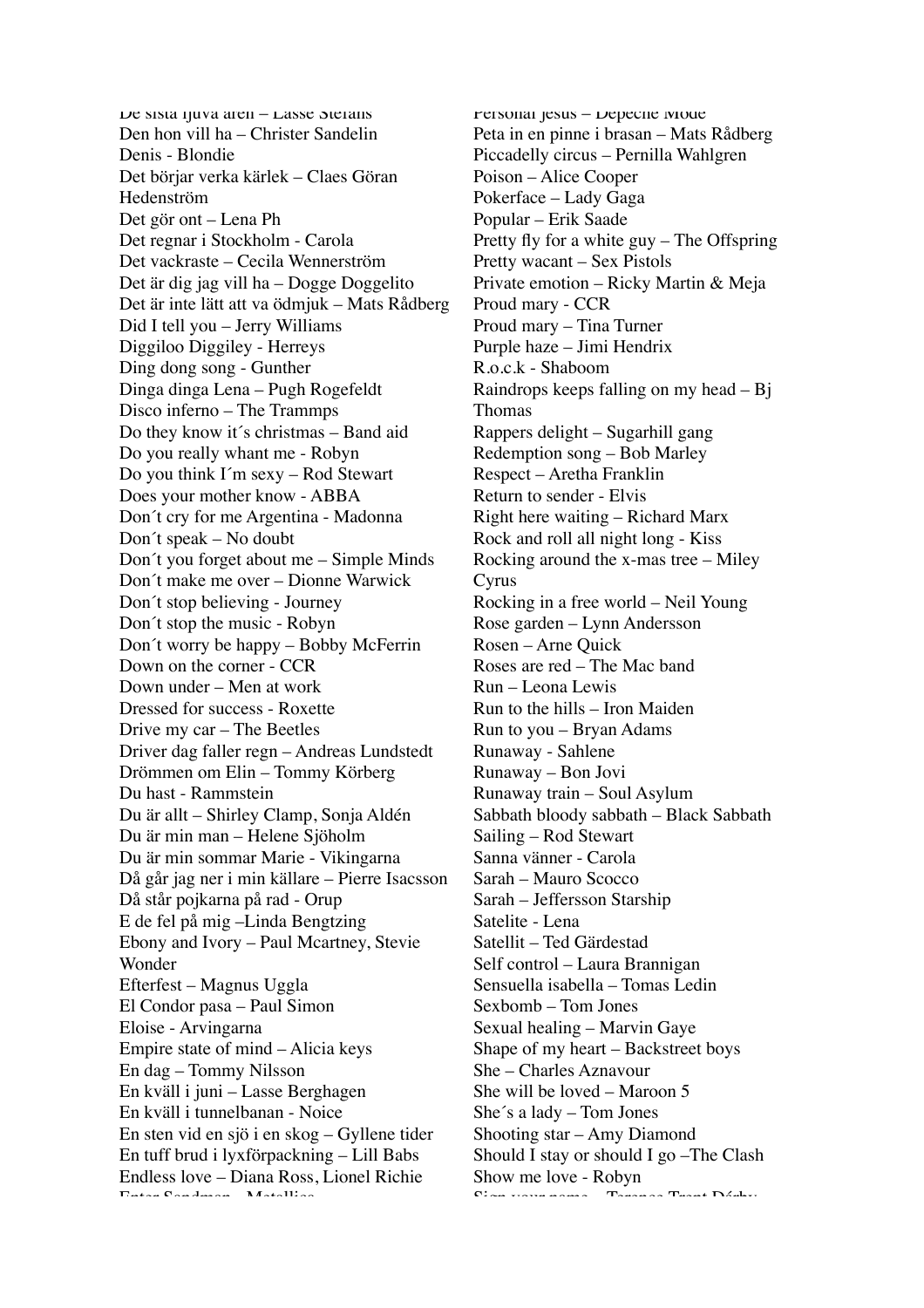De sista ljuva åren – Lasse Stefanz
Den hon vill ha – Christer Sandelin
Denis - Blondie
Det börjar verka kärlek – Claes Göran Hedenström
Det gör ont – Lena Ph
Det regnar i Stockholm - Carola
Det vackraste – Cecila Wennerström
Det är dig jag vill ha – Dogge Doggelito
Det är inte lätt att va ödmjuk – Mats Rådberg
Did I tell you – Jerry Williams
Diggiloo Diggiley - Herreys
Ding dong song - Gunther
Dinga dinga Lena – Pugh Rogefeldt
Disco inferno – The Trammps
Do they know it´s christmas – Band aid
Do you really whant me - Robyn
Do you think I´m sexy – Rod Stewart
Does your mother know - ABBA
Don´t cry for me Argentina - Madonna
Don´t speak – No doubt
Don´t you forget about me – Simple Minds
Don´t make me over – Dionne Warwick
Don´t stop believing - Journey
Don´t stop the music - Robyn
Don´t worry be happy – Bobby McFerrin
Down on the corner - CCR
Down under – Men at work
Dressed for success - Roxette
Drive my car – The Beetles
Driver dag faller regn – Andreas Lundstedt
Drömmen om Elin – Tommy Körberg
Du hast - Rammstein
Du är allt – Shirley Clamp, Sonja Aldén
Du är min man – Helene Sjöholm
Du är min sommar Marie - Vikingarna
Då går jag ner i min källare – Pierre Isacsson
Då står pojkarna på rad - Orup
E de fel på mig –Linda Bengtzing
Ebony and Ivory – Paul Mcartney, Stevie Wonder
Efterfest – Magnus Uggla
El Condor pasa – Paul Simon
Eloise - Arvingarna
Empire state of mind – Alicia keys
En dag – Tommy Nilsson
En kväll i juni – Lasse Berghagen
En kväll i tunnelbanan - Noice
En sten vid en sjö i en skog – Gyllene tider
En tuff brud i lyxförpackning – Lill Babs
Endless love – Diana Ross, Lionel Richie
Enter Sandman – Metallica

Personal jesus – Depeche Mode
Peta in en pinne i brasan – Mats Rådberg
Piccadelly circus – Pernilla Wahlgren
Poison – Alice Cooper
Pokerface – Lady Gaga
Popular – Erik Saade
Pretty fly for a white guy – The Offspring
Pretty wacant – Sex Pistols
Private emotion – Ricky Martin & Meja
Proud mary - CCR
Proud mary – Tina Turner
Purple haze – Jimi Hendrix
R.o.c.k - Shaboom
Raindrops keeps falling on my head – Bj Thomas
Rappers delight – Sugarhill gang
Redemption song – Bob Marley
Respect – Aretha Franklin
Return to sender - Elvis
Right here waiting – Richard Marx
Rock and roll all night long - Kiss
Rocking around the x-mas tree – Miley Cyrus
Rocking in a free world – Neil Young
Rose garden – Lynn Andersson
Rosen – Arne Quick
Roses are red – The Mac band
Run – Leona Lewis
Run to the hills – Iron Maiden
Run to you – Bryan Adams
Runaway - Sahlene
Runaway – Bon Jovi
Runaway train – Soul Asylum
Sabbath bloody sabbath – Black Sabbath
Sailing – Rod Stewart
Sanna vänner - Carola
Sarah – Mauro Scocco
Sarah – Jeffersson Starship
Satelite - Lena
Satellit – Ted Gärdestad
Self control – Laura Brannigan
Sensuella isabella – Tomas Ledin
Sexbomb – Tom Jones
Sexual healing – Marvin Gaye
Shape of my heart – Backstreet boys
She – Charles Aznavour
She will be loved – Maroon 5
She´s a lady – Tom Jones
Shooting star – Amy Diamond
Should I stay or should I go –The Clash
Show me love - Robyn
Sign your name – Terence Trent D'arby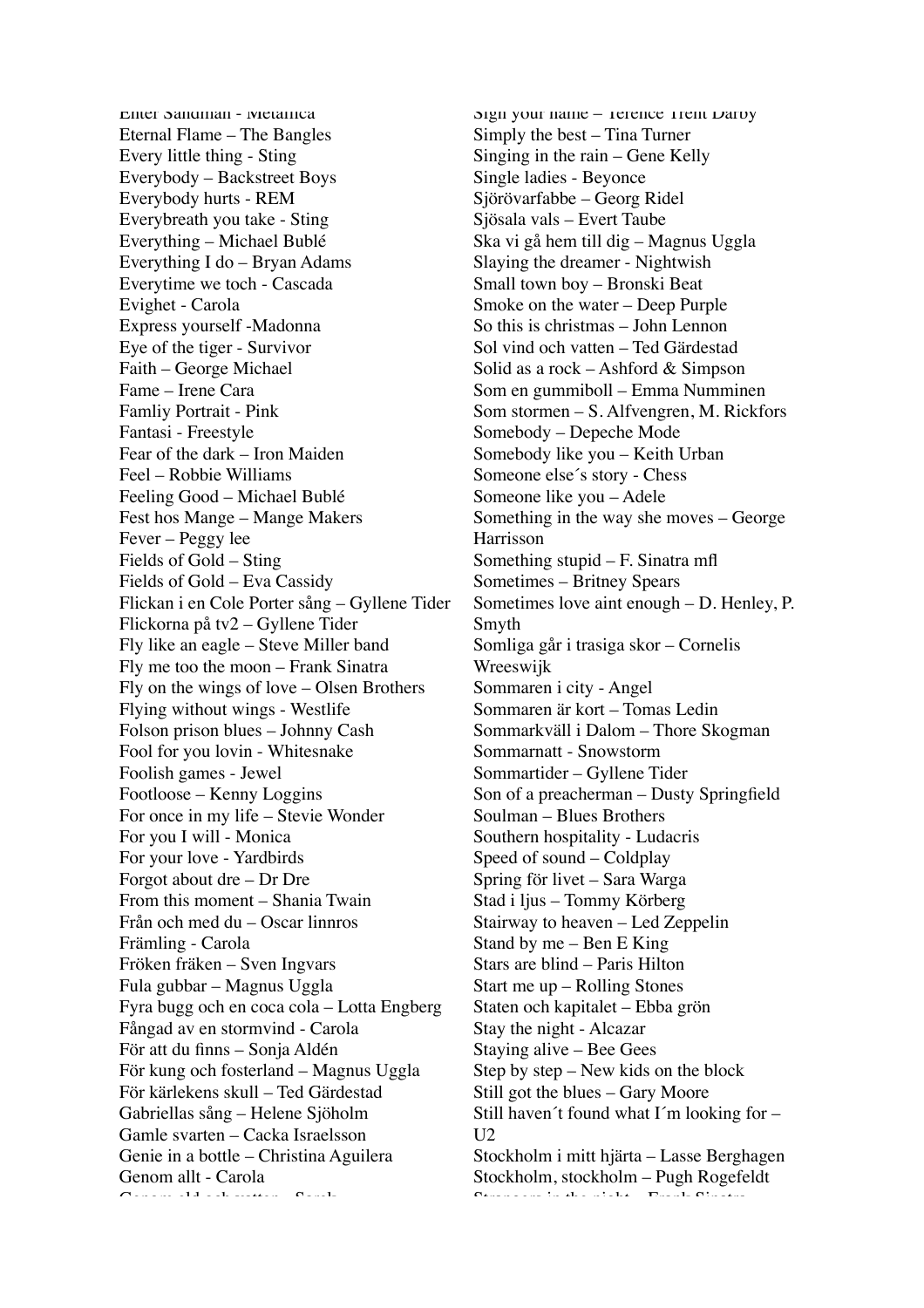Enter Sandman - Metallica
Eternal Flame – The Bangles
Every little thing - Sting
Everybody – Backstreet Boys
Everybody hurts - REM
Everybreath you take - Sting
Everything – Michael Bublé
Everything I do – Bryan Adams
Everytime we toch - Cascada
Evighet - Carola
Express yourself -Madonna
Eye of the tiger - Survivor
Faith – George Michael
Fame – Irene Cara
Famliy Portrait - Pink
Fantasi - Freestyle
Fear of the dark – Iron Maiden
Feel – Robbie Williams
Feeling Good – Michael Bublé
Fest hos Mange – Mange Makers
Fever – Peggy lee
Fields of Gold – Sting
Fields of Gold – Eva Cassidy
Flickan i en Cole Porter sång – Gyllene Tider
Flickorna på tv2 – Gyllene Tider
Fly like an eagle – Steve Miller band
Fly me too the moon – Frank Sinatra
Fly on the wings of love – Olsen Brothers
Flying without wings - Westlife
Folson prison blues – Johnny Cash
Fool for you lovin - Whitesnake
Foolish games - Jewel
Footloose – Kenny Loggins
For once in my life – Stevie Wonder
For you I will - Monica
For your love - Yardbirds
Forgot about dre – Dr Dre
From this moment – Shania Twain
Från och med du – Oscar linnros
Främling - Carola
Fröken fräken – Sven Ingvars
Fula gubbar – Magnus Uggla
Fyra bugg och en coca cola – Lotta Engberg
Fångad av en stormvind - Carola
För att du finns – Sonja Aldén
För kung och fosterland – Magnus Uggla
För kärlekens skull – Ted Gärdestad
Gabriellas sång – Helene Sjöholm
Gamle svarten – Cacka Israelsson
Genie in a bottle – Christina Aguilera
Genom allt - Carola
Genom eld och vatten – Sarek

Sign your name – Terence Trent Darby
Simply the best – Tina Turner
Singing in the rain – Gene Kelly
Single ladies - Beyonce
Sjörövarfabbe – Georg Ridel
Sjösala vals – Evert Taube
Ska vi gå hem till dig – Magnus Uggla
Slaying the dreamer - Nightwish
Small town boy – Bronski Beat
Smoke on the water – Deep Purple
So this is christmas – John Lennon
Sol vind och vatten – Ted Gärdestad
Solid as a rock – Ashford & Simpson
Som en gummiboll – Emma Numminen
Som stormen – S. Alfvengren, M. Rickfors
Somebody – Depeche Mode
Somebody like you – Keith Urban
Someone else´s story - Chess
Someone like you – Adele
Something in the way she moves – George Harrisson
Something stupid – F. Sinatra mfl
Sometimes – Britney Spears
Sometimes love aint enough – D. Henley, P. Smyth
Somliga går i trasiga skor – Cornelis Wreeswijk
Sommaren i city - Angel
Sommaren är kort – Tomas Ledin
Sommarkväll i Dalom – Thore Skogman
Sommarnatt - Snowstorm
Sommartider – Gyllene Tider
Son of a preacherman – Dusty Springfield
Soulman – Blues Brothers
Southern hospitality - Ludacris
Speed of sound – Coldplay
Spring för livet – Sara Warga
Stad i ljus – Tommy Körberg
Stairway to heaven – Led Zeppelin
Stand by me – Ben E King
Stars are blind – Paris Hilton
Start me up – Rolling Stones
Staten och kapitalet – Ebba grön
Stay the night - Alcazar
Staying alive – Bee Gees
Step by step – New kids on the block
Still got the blues – Gary Moore
Still haven´t found what I´m looking for – U2
Stockholm i mitt hjärta – Lasse Berghagen
Stockholm, stockholm – Pugh Rogefeldt
Strangers in the night – Frank Sinatra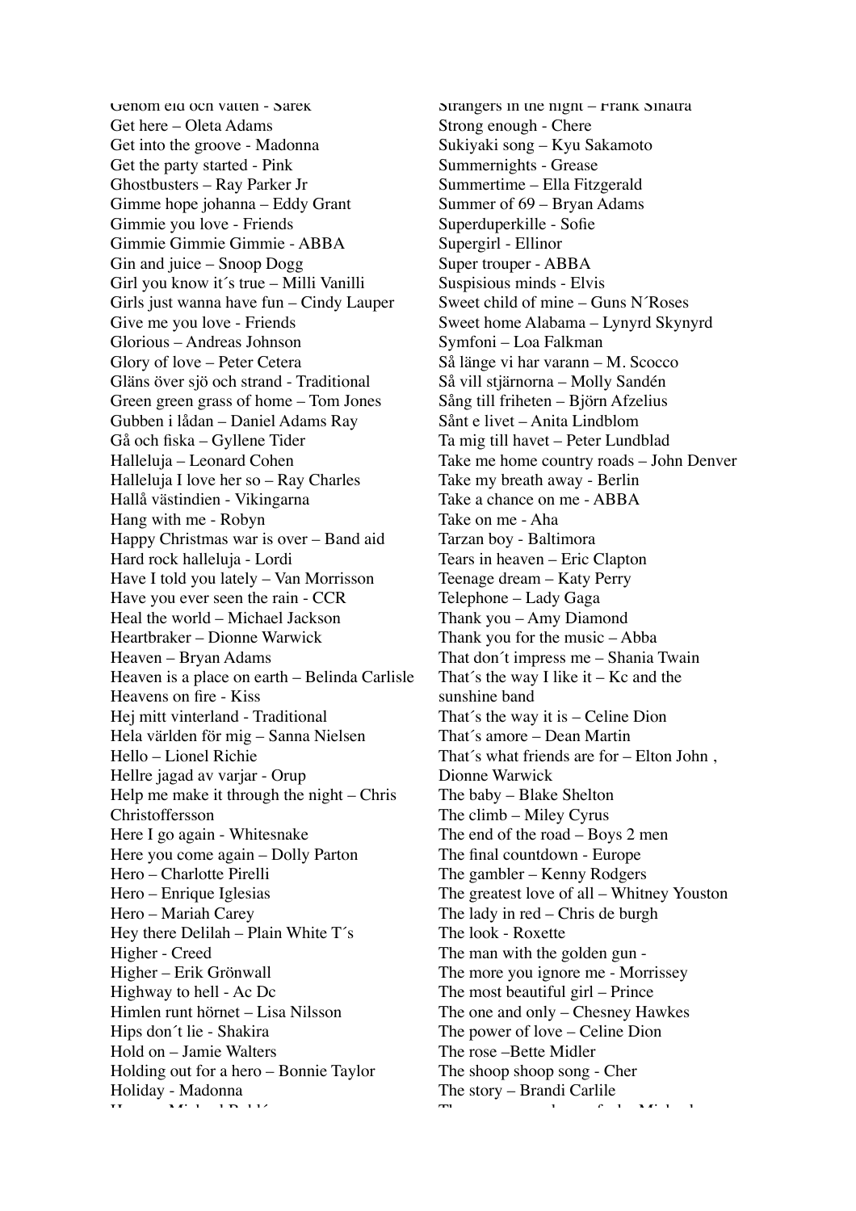Genom eld och vatten - Sarek
Get here – Oleta Adams
Get into the groove - Madonna
Get the party started - Pink
Ghostbusters – Ray Parker Jr
Gimme hope johanna – Eddy Grant
Gimmie you love - Friends
Gimmie Gimmie Gimmie - ABBA
Gin and juice – Snoop Dogg
Girl you know it´s true – Milli Vanilli
Girls just wanna have fun – Cindy Lauper
Give me you love - Friends
Glorious – Andreas Johnson
Glory of love – Peter Cetera
Gläns över sjö och strand - Traditional
Green green grass of home – Tom Jones
Gubben i lådan – Daniel Adams Ray
Gå och fiska – Gyllene Tider
Halleluja – Leonard Cohen
Halleluja I love her so – Ray Charles
Hallå västindien - Vikingarna
Hang with me - Robyn
Happy Christmas war is over – Band aid
Hard rock halleluja - Lordi
Have I told you lately – Van Morrisson
Have you ever seen the rain - CCR
Heal the world – Michael Jackson
Heartbraker – Dionne Warwick
Heaven – Bryan Adams
Heaven is a place on earth – Belinda Carlisle
Heavens on fire - Kiss
Hej mitt vinterland - Traditional
Hela världen för mig – Sanna Nielsen
Hello – Lionel Richie
Hellre jagad av varjar - Orup
Help me make it through the night – Chris Christoffersson
Here I go again - Whitesnake
Here you come again – Dolly Parton
Hero – Charlotte Pirelli
Hero – Enrique Iglesias
Hero – Mariah Carey
Hey there Delilah – Plain White T´s
Higher - Creed
Higher – Erik Grönwall
Highway to hell - Ac Dc
Himlen runt hörnet – Lisa Nilsson
Hips don´t lie - Shakira
Hold on – Jamie Walters
Holding out for a hero – Bonnie Taylor
Holiday - Madonna
Home – Michael Bublé

Strangers in the night – Frank Sinatra
Strong enough - Chere
Sukiyaki song – Kyu Sakamoto
Summernights - Grease
Summertime – Ella Fitzgerald
Summer of 69 – Bryan Adams
Superduperkille - Sofie
Supergirl - Ellinor
Super trouper - ABBA
Suspisious minds - Elvis
Sweet child of mine – Guns N´Roses
Sweet home Alabama – Lynyrd Skynyrd
Symfoni – Loa Falkman
Så länge vi har varann – M. Scocco
Så vill stjärnorna – Molly Sandén
Sång till friheten – Björn Afzelius
Sånt e livet – Anita Lindblom
Ta mig till havet – Peter Lundblad
Take me home country roads – John Denver
Take my breath away - Berlin
Take a chance on me - ABBA
Take on me - Aha
Tarzan boy - Baltimora
Tears in heaven – Eric Clapton
Teenage dream – Katy Perry
Telephone – Lady Gaga
Thank you – Amy Diamond
Thank you for the music – Abba
That don´t impress me – Shania Twain
That´s the way I like it – Kc and the sunshine band
That´s the way it is – Celine Dion
That´s amore – Dean Martin
That´s what friends are for – Elton John , Dionne Warwick
The baby – Blake Shelton
The climb – Miley Cyrus
The end of the road – Boys 2 men
The final countdown - Europe
The gambler – Kenny Rodgers
The greatest love of all – Whitney Youston
The lady in red – Chris de burgh
The look - Roxette
The man with the golden gun -
The more you ignore me - Morrissey
The most beautiful girl – Prince
The one and only – Chesney Hawkes
The power of love – Celine Dion
The rose –Bette Midler
The shoop shoop song - Cher
The story – Brandi Carlile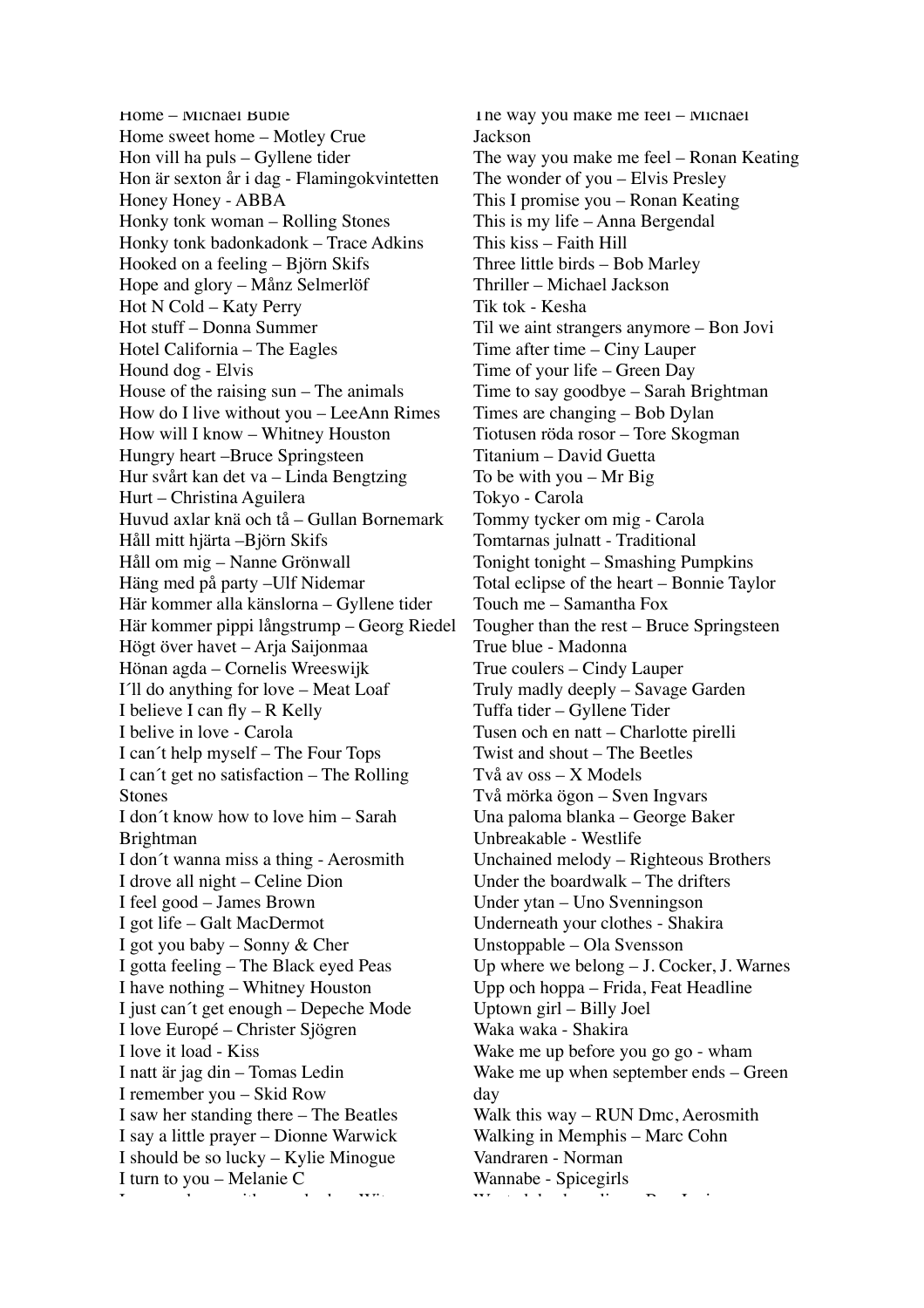Home – Michael Buble
Home sweet home – Motley Crue
Hon vill ha puls – Gyllene tider
Hon är sexton år i dag - Flamingokvintetten
Honey Honey - ABBA
Honky tonk woman – Rolling Stones
Honky tonk badonkadonk – Trace Adkins
Hooked on a feeling – Björn Skifs
Hope and glory – Månz Selmerlöf
Hot N Cold – Katy Perry
Hot stuff – Donna Summer
Hotel California – The Eagles
Hound dog - Elvis
House of the raising sun – The animals
How do I live without you – LeeAnn Rimes
How will I know – Whitney Houston
Hungry heart –Bruce Springsteen
Hur svårt kan det va – Linda Bengtzing
Hurt – Christina Aguilera
Huvud axlar knä och tå – Gullan Bornemark
Håll mitt hjärta –Björn Skifs
Håll om mig – Nanne Grönwall
Häng med på party –Ulf Nidemar
Här kommer alla känslorna – Gyllene tider
Här kommer pippi långstrump – Georg Riedel
Högt över havet – Arja Saijonmaa
Hönan agda – Cornelis Wreeswijk
I´ll do anything for love – Meat Loaf
I believe I can fly – R Kelly
I belive in love - Carola
I can´t help myself – The Four Tops
I can´t get no satisfaction – The Rolling Stones
I don´t know how to love him – Sarah Brightman
I don´t wanna miss a thing - Aerosmith
I drove all night – Celine Dion
I feel good – James Brown
I got life – Galt MacDermot
I got you baby – Sonny & Cher
I gotta feeling – The Black eyed Peas
I have nothing – Whitney Houston
I just can´t get enough – Depeche Mode
I love Europé – Christer Sjögren
I love it load - Kiss
I natt är jag din – Tomas Ledin
I remember you – Skid Row
I saw her standing there – The Beatles
I say a little prayer – Dionne Warwick
I should be so lucky – Kylie Minogue
I turn to you – Melanie C

The way you make me feel – Michael Jackson
The way you make me feel – Ronan Keating
The wonder of you – Elvis Presley
This I promise you – Ronan Keating
This is my life – Anna Bergendal
This kiss – Faith Hill
Three little birds – Bob Marley
Thriller – Michael Jackson
Tik tok - Kesha
Til we aint strangers anymore – Bon Jovi
Time after time – Ciny Lauper
Time of your life – Green Day
Time to say goodbye – Sarah Brightman
Times are changing – Bob Dylan
Tiotusen röda rosor – Tore Skogman
Titanium – David Guetta
To be with you – Mr Big
Tokyo - Carola
Tommy tycker om mig - Carola
Tomtarnas julnatt - Traditional
Tonight tonight – Smashing Pumpkins
Total eclipse of the heart – Bonnie Taylor
Touch me – Samantha Fox
Tougher than the rest – Bruce Springsteen
True blue - Madonna
True coulers – Cindy Lauper
Truly madly deeply – Savage Garden
Tuffa tider – Gyllene Tider
Tusen och en natt – Charlotte pirelli
Twist and shout – The Beetles
Två av oss – X Models
Två mörka ögon – Sven Ingvars
Una paloma blanka – George Baker
Unbreakable - Westlife
Unchained melody – Righteous Brothers
Under the boardwalk – The drifters
Under ytan – Uno Svenningson
Underneath your clothes - Shakira
Unstoppable – Ola Svensson
Up where we belong – J. Cocker, J. Warnes
Upp och hoppa – Frida, Feat Headline
Uptown girl – Billy Joel
Waka waka - Shakira
Wake me up before you go go - wham
Wake me up when september ends – Green day
Walk this way – RUN Dmc, Aerosmith
Walking in Memphis – Marc Cohn
Vandraren - Norman
Wannabe - Spicegirls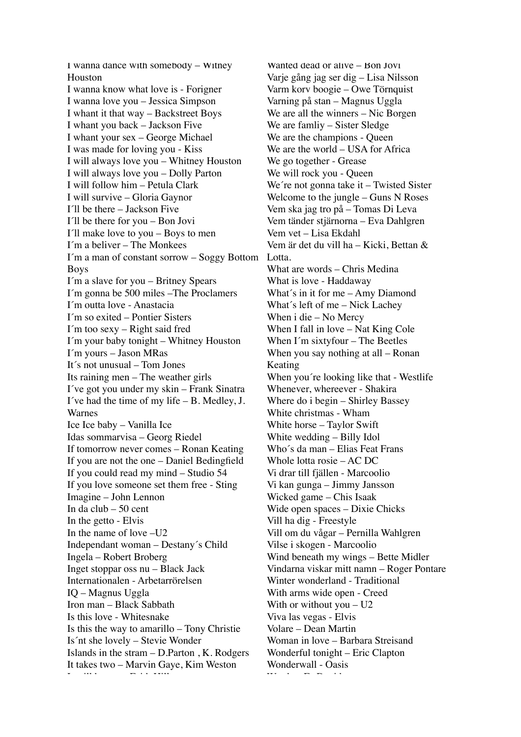I wanna dance with somebody – Witney Houston
I wanna know what love is - Forigner
I wanna love you – Jessica Simpson
I whant it that way – Backstreet Boys
I whant you back – Jackson Five
I whant your sex – George Michael
I was made for loving you - Kiss
I will always love you – Whitney Houston
I will always love you – Dolly Parton
I will follow him – Petula Clark
I will survive – Gloria Gaynor
I´ll be there – Jackson Five
I´ll be there for you – Bon Jovi
I´ll make love to you – Boys to men
I´m a beliver – The Monkees
I´m a man of constant sorrow – Soggy Bottom Boys
I´m a slave for you – Britney Spears
I´m gonna be 500 miles –The Proclamers
I´m outta love - Anastacia
I´m so exited – Pontier Sisters
I´m too sexy – Right said fred
I´m your baby tonight – Whitney Houston
I´m yours – Jason MRas
It´s not unusual – Tom Jones
Its raining men – The weather girls
I´ve got you under my skin – Frank Sinatra
I´ve had the time of my life – B. Medley, J. Warnes
Ice Ice baby – Vanilla Ice
Idas sommarvisa – Georg Riedel
If tomorrow never comes – Ronan Keating
If you are not the one – Daniel Bedingfield
If you could read my mind – Studio 54
If you love someone set them free - Sting
Imagine – John Lennon
In da club – 50 cent
In the getto - Elvis
In the name of love –U2
Independant woman – Destany´s Child
Ingela – Robert Broberg
Inget stoppar oss nu – Black Jack
Internationalen - Arbetarrörelsen
IQ – Magnus Uggla
Iron man – Black Sabbath
Is this love - Whitesnake
Is this the way to amarillo – Tony Christie
Is´nt she lovely – Stevie Wonder
Islands in the stram – D.Parton , K. Rodgers
It takes two – Marvin Gaye, Kim Weston
Wanted dead or alive – Bon Jovi
Varje gång jag ser dig – Lisa Nilsson
Varm korv boogie – Owe Törnquist
Varning på stan – Magnus Uggla
We are all the winners – Nic Borgen
We are famliy – Sister Sledge
We are the champions - Queen
We are the world – USA for Africa
We go together - Grease
We will rock you - Queen
We´re not gonna take it – Twisted Sister
Welcome to the jungle – Guns N Roses
Vem ska jag tro på – Tomas Di Leva
Vem tänder stjärnorna – Eva Dahlgren
Vem vet – Lisa Ekdahl
Vem är det du vill ha – Kicki, Bettan & Lotta.
What are words – Chris Medina
What is love - Haddaway
What´s in it for me – Amy Diamond
What´s left of me – Nick Lachey
When i die – No Mercy
When I fall in love – Nat King Cole
When I´m sixtyfour – The Beetles
When you say nothing at all – Ronan Keating
When you´re looking like that - Westlife
Whenever, whereever - Shakira
Where do i begin – Shirley Bassey
White christmas - Wham
White horse – Taylor Swift
White wedding – Billy Idol
Who´s da man – Elias Feat Frans
Whole lotta rosie – AC DC
Vi drar till fjällen - Marcoolio
Vi kan gunga – Jimmy Jansson
Wicked game – Chis Isaak
Wide open spaces – Dixie Chicks
Vill ha dig - Freestyle
Vill om du vågar – Pernilla Wahlgren
Vilse i skogen - Marcoolio
Wind beneath my wings – Bette Midler
Vindarna viskar mitt namn – Roger Pontare
Winter wonderland - Traditional
With arms wide open - Creed
With or without you – U2
Viva las vegas - Elvis
Volare – Dean Martin
Woman in love – Barbara Streisand
Wonderful tonight – Eric Clapton
Wonderwall - Oasis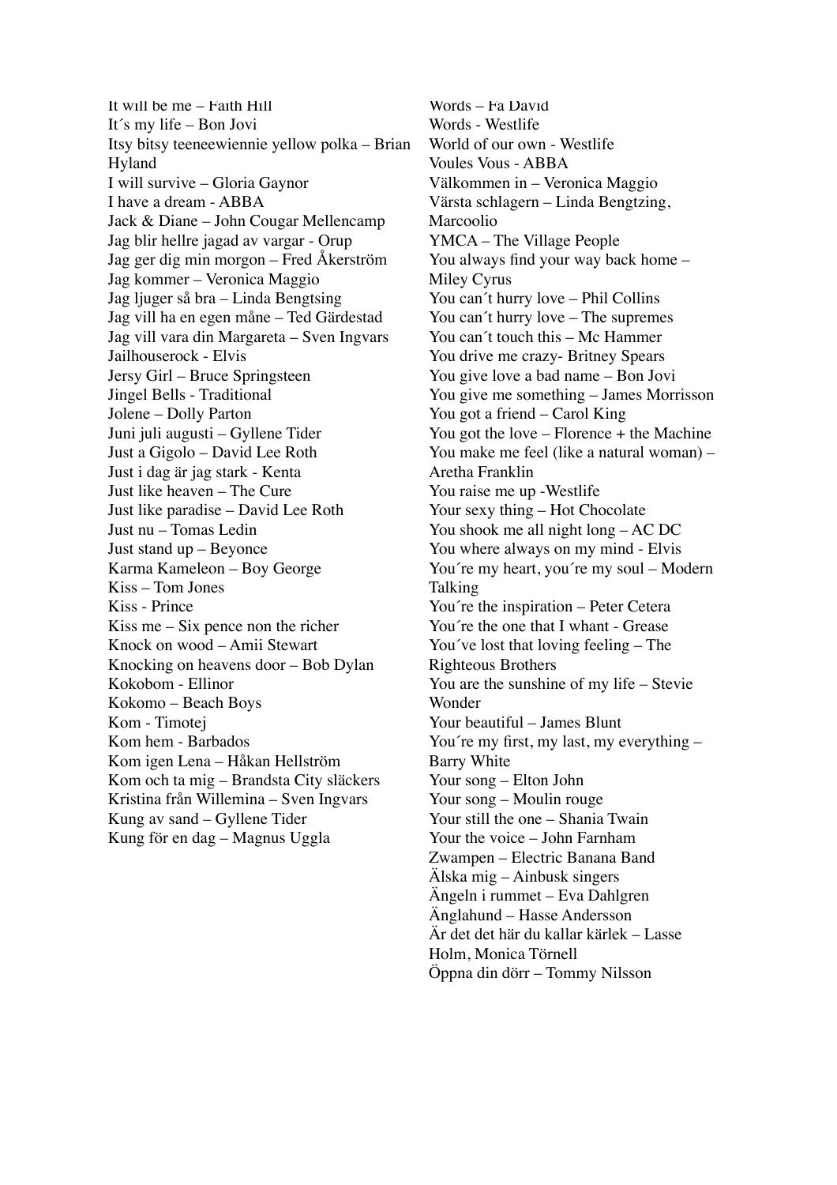It will be me – Faith Hill
It´s my life – Bon Jovi
Itsy bitsy teeneewiennie yellow polka – Brian Hyland
I will survive – Gloria Gaynor
I have a dream - ABBA
Jack & Diane – John Cougar Mellencamp
Jag blir hellre jagad av vargar - Orup
Jag ger dig min morgon – Fred Åkerström
Jag kommer – Veronica Maggio
Jag ljuger så bra – Linda Bengtsing
Jag vill ha en egen måne – Ted Gärdestad
Jag vill vara din Margareta – Sven Ingvars
Jailhouserock - Elvis
Jersy Girl – Bruce Springsteen
Jingel Bells - Traditional
Jolene – Dolly Parton
Juni juli augusti – Gyllene Tider
Just a Gigolo – David Lee Roth
Just i dag är jag stark - Kenta
Just like heaven – The Cure
Just like paradise – David Lee Roth
Just nu – Tomas Ledin
Just stand up – Beyonce
Karma Kameleon – Boy George
Kiss – Tom Jones
Kiss - Prince
Kiss me – Six pence non the richer
Knock on wood – Amii Stewart
Knocking on heavens door – Bob Dylan
Kokobom - Ellinor
Kokomo – Beach Boys
Kom - Timotej
Kom hem - Barbados
Kom igen Lena – Håkan Hellström
Kom och ta mig – Brandsta City släckers
Kristina från Willemina – Sven Ingvars
Kung av sand – Gyllene Tider
Kung för en dag – Magnus Uggla

Words – Fa David
Words - Westlife
World of our own - Westlife
Voules Vous - ABBA
Välkommen in – Veronica Maggio
Värsta schlagern – Linda Bengtzing, Marcoolio
YMCA – The Village People
You always find your way back home – Miley Cyrus
You can´t hurry love – Phil Collins
You can´t hurry love – The supremes
You can´t touch this – Mc Hammer
You drive me crazy- Britney Spears
You give love a bad name – Bon Jovi
You give me something – James Morrisson
You got a friend – Carol King
You got the love – Florence + the Machine
You make me feel (like a natural woman) – Aretha Franklin
You raise me up -Westlife
Your sexy thing – Hot Chocolate
You shook me all night long – AC DC
You where always on my mind - Elvis
You´re my heart, you´re my soul – Modern Talking
You´re the inspiration – Peter Cetera
You´re the one that I whant - Grease
You´ve lost that loving feeling – The Righteous Brothers
You are the sunshine of my life – Stevie Wonder
Your beautiful – James Blunt
You´re my first, my last, my everything – Barry White
Your song – Elton John
Your song – Moulin rouge
Your still the one – Shania Twain
Your the voice – John Farnham
Zwampen – Electric Banana Band
Älska mig – Ainbusk singers
Ängeln i rummet – Eva Dahlgren
Änglahund – Hasse Andersson
Är det det här du kallar kärlek – Lasse Holm, Monica Törnell
Öppna din dörr – Tommy Nilsson